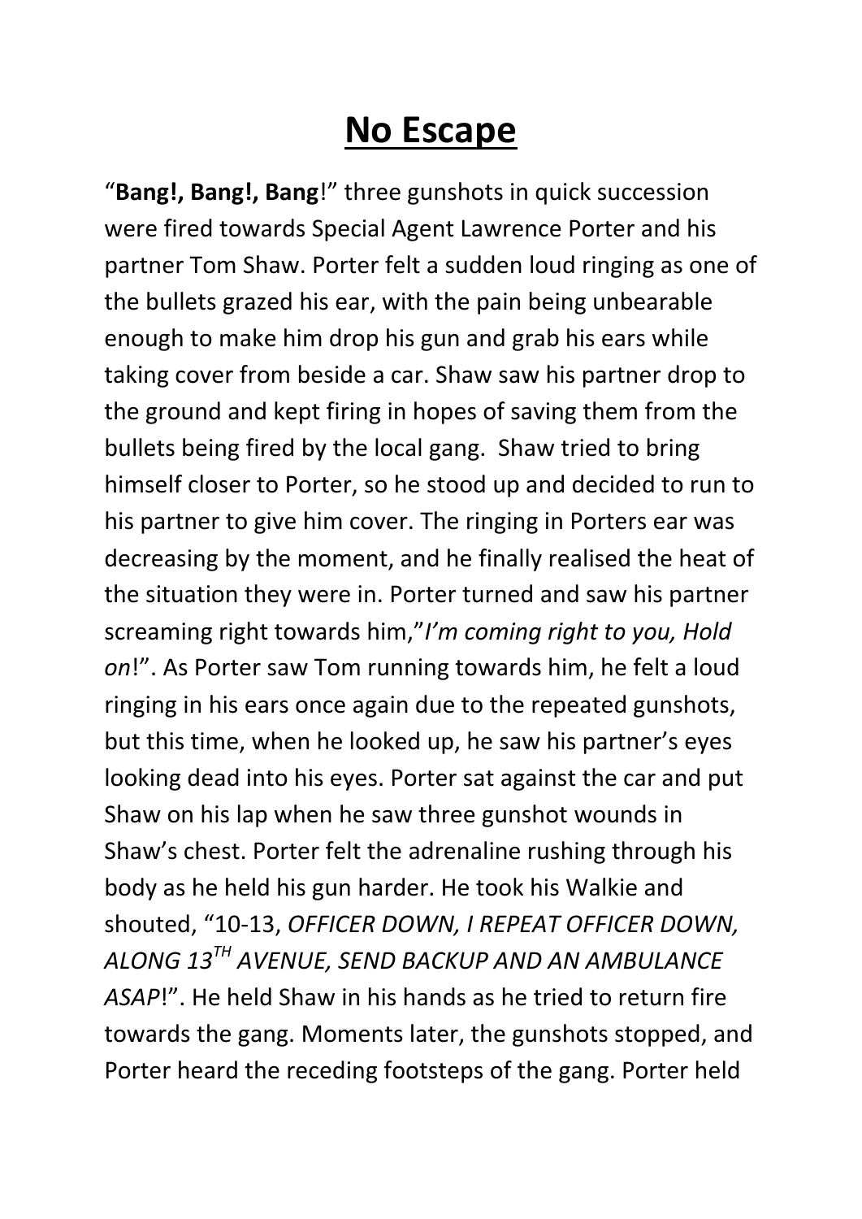# No Escape

"**Bang!, Bang!, Bang**!" three gunshots in quick succession were fired towards Special Agent Lawrence Porter and his partner Tom Shaw. Porter felt a sudden loud ringing as one of the bullets grazed his ear, with the pain being unbearable enough to make him drop his gun and grab his ears while taking cover from beside a car. Shaw saw his partner drop to the ground and kept firing in hopes of saving them from the bullets being fired by the local gang. Shaw tried to bring himself closer to Porter, so he stood up and decided to run to his partner to give him cover. The ringing in Porters ear was decreasing by the moment, and he finally realised the heat of the situation they were in. Porter turned and saw his partner screaming right towards him,"*I'm coming right to you, Hold on*!". As Porter saw Tom running towards him, he felt a loud ringing in his ears once again due to the repeated gunshots, but this time, when he looked up, he saw his partner's eyes looking dead into his eyes. Porter sat against the car and put Shaw on his lap when he saw three gunshot wounds in Shaw's chest. Porter felt the adrenaline rushing through his body as he held his gun harder. He took his Walkie and shouted, "10-13, *OFFICER DOWN, I REPEAT OFFICER DOWN, ALONG 13TH AVENUE, SEND BACKUP AND AN AMBULANCE ASAP*!". He held Shaw in his hands as he tried to return fire towards the gang. Moments later, the gunshots stopped, and Porter heard the receding footsteps of the gang. Porter held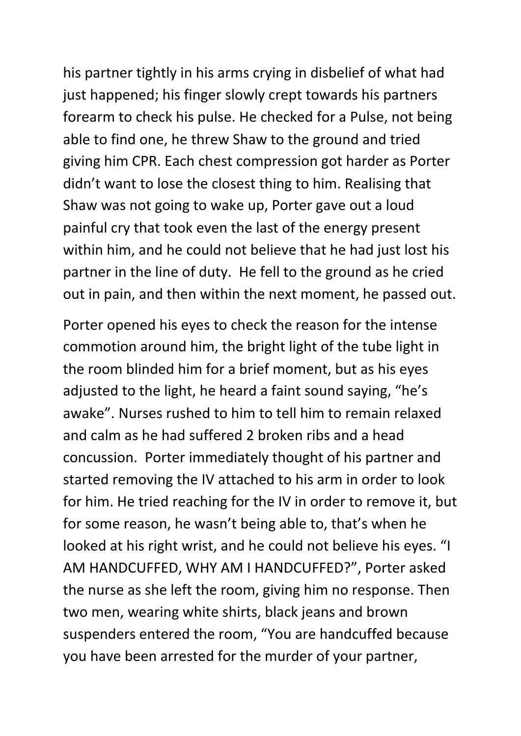his partner tightly in his arms crying in disbelief of what had just happened; his finger slowly crept towards his partners forearm to check his pulse. He checked for a Pulse, not being able to find one, he threw Shaw to the ground and tried giving him CPR. Each chest compression got harder as Porter didn't want to lose the closest thing to him. Realising that Shaw was not going to wake up, Porter gave out a loud painful cry that took even the last of the energy present within him, and he could not believe that he had just lost his partner in the line of duty.  He fell to the ground as he cried out in pain, and then within the next moment, he passed out.

Porter opened his eyes to check the reason for the intense commotion around him, the bright light of the tube light in the room blinded him for a brief moment, but as his eyes adjusted to the light, he heard a faint sound saying, "he's awake". Nurses rushed to him to tell him to remain relaxed and calm as he had suffered 2 broken ribs and a head concussion.  Porter immediately thought of his partner and started removing the IV attached to his arm in order to look for him. He tried reaching for the IV in order to remove it, but for some reason, he wasn't being able to, that's when he looked at his right wrist, and he could not believe his eyes. "I AM HANDCUFFED, WHY AM I HANDCUFFED?", Porter asked the nurse as she left the room, giving him no response. Then two men, wearing white shirts, black jeans and brown suspenders entered the room, "You are handcuffed because you have been arrested for the murder of your partner,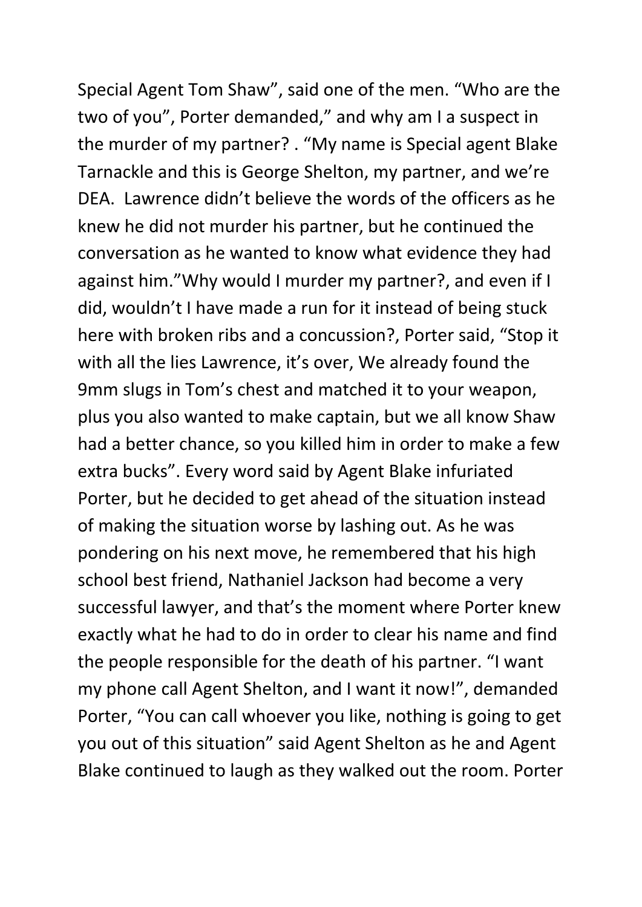Special Agent Tom Shaw", said one of the men. "Who are the two of you", Porter demanded," and why am I a suspect in the murder of my partner? . "My name is Special agent Blake Tarnackle and this is George Shelton, my partner, and we're DEA. Lawrence didn't believe the words of the officers as he knew he did not murder his partner, but he continued the conversation as he wanted to know what evidence they had against him."Why would I murder my partner?, and even if I did, wouldn't I have made a run for it instead of being stuck here with broken ribs and a concussion?, Porter said, "Stop it with all the lies Lawrence, it's over, We already found the 9mm slugs in Tom's chest and matched it to your weapon, plus you also wanted to make captain, but we all know Shaw had a better chance, so you killed him in order to make a few extra bucks". Every word said by Agent Blake infuriated Porter, but he decided to get ahead of the situation instead of making the situation worse by lashing out. As he was pondering on his next move, he remembered that his high school best friend, Nathaniel Jackson had become a very successful lawyer, and that's the moment where Porter knew exactly what he had to do in order to clear his name and find the people responsible for the death of his partner. "I want my phone call Agent Shelton, and I want it now!", demanded Porter, "You can call whoever you like, nothing is going to get you out of this situation" said Agent Shelton as he and Agent Blake continued to laugh as they walked out the room. Porter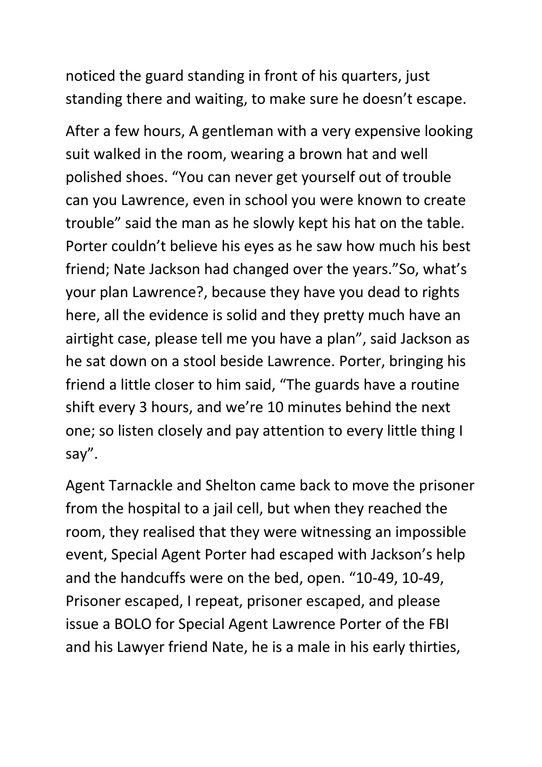noticed the guard standing in front of his quarters, just standing there and waiting, to make sure he doesn't escape.

After a few hours, A gentleman with a very expensive looking suit walked in the room, wearing a brown hat and well polished shoes. "You can never get yourself out of trouble can you Lawrence, even in school you were known to create trouble" said the man as he slowly kept his hat on the table. Porter couldn't believe his eyes as he saw how much his best friend; Nate Jackson had changed over the years."So, what's your plan Lawrence?, because they have you dead to rights here, all the evidence is solid and they pretty much have an airtight case, please tell me you have a plan", said Jackson as he sat down on a stool beside Lawrence. Porter, bringing his friend a little closer to him said, "The guards have a routine shift every 3 hours, and we're 10 minutes behind the next one; so listen closely and pay attention to every little thing I say".

Agent Tarnackle and Shelton came back to move the prisoner from the hospital to a jail cell, but when they reached the room, they realised that they were witnessing an impossible event, Special Agent Porter had escaped with Jackson's help and the handcuffs were on the bed, open. "10-49, 10-49, Prisoner escaped, I repeat, prisoner escaped, and please issue a BOLO for Special Agent Lawrence Porter of the FBI and his Lawyer friend Nate, he is a male in his early thirties,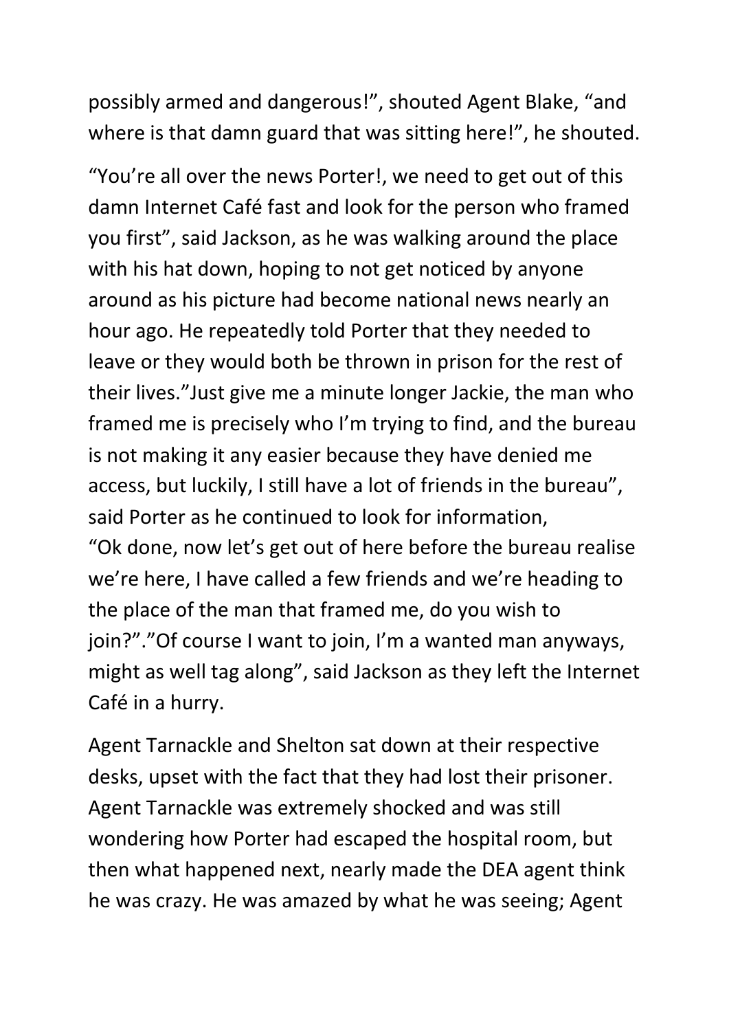possibly armed and dangerous!”, shouted Agent Blake, “and where is that damn guard that was sitting here!”, he shouted.

“You’re all over the news Porter!, we need to get out of this damn Internet Café fast and look for the person who framed you first”, said Jackson, as he was walking around the place with his hat down, hoping to not get noticed by anyone around as his picture had become national news nearly an hour ago. He repeatedly told Porter that they needed to leave or they would both be thrown in prison for the rest of their lives.”Just give me a minute longer Jackie, the man who framed me is precisely who I’m trying to find, and the bureau is not making it any easier because they have denied me access, but luckily, I still have a lot of friends in the bureau”, said Porter as he continued to look for information, “Ok done, now let’s get out of here before the bureau realise we’re here, I have called a few friends and we’re heading to the place of the man that framed me, do you wish to join?”.”Of course I want to join, I’m a wanted man anyways, might as well tag along”, said Jackson as they left the Internet Café in a hurry.

Agent Tarnackle and Shelton sat down at their respective desks, upset with the fact that they had lost their prisoner. Agent Tarnackle was extremely shocked and was still wondering how Porter had escaped the hospital room, but then what happened next, nearly made the DEA agent think he was crazy. He was amazed by what he was seeing; Agent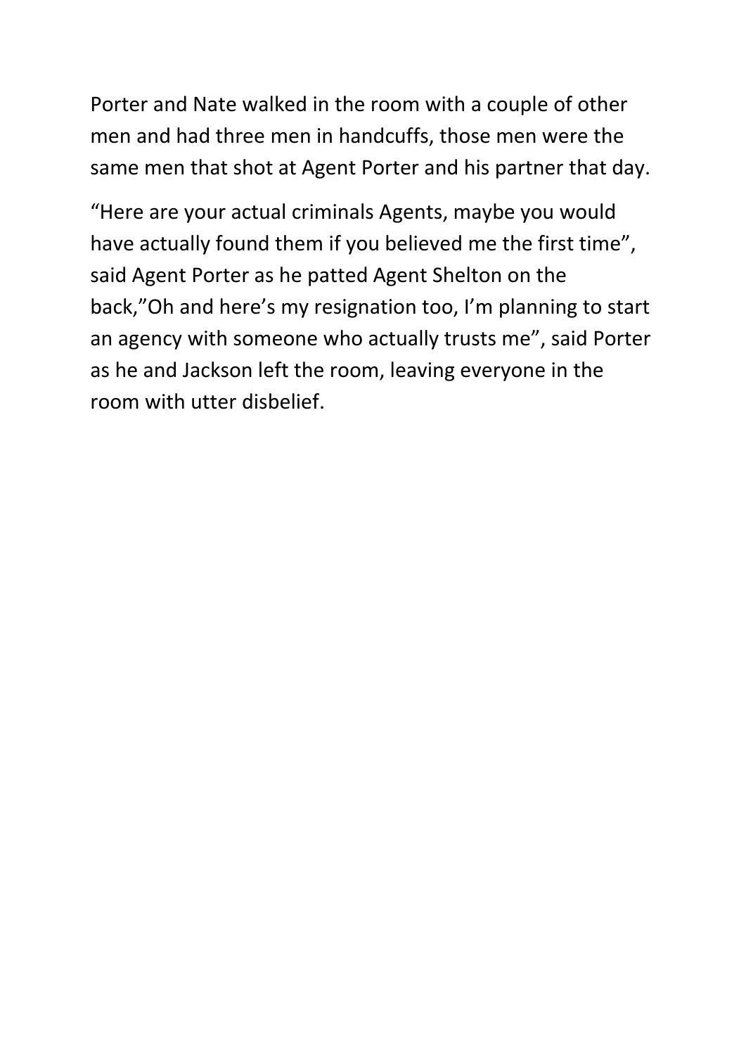Porter and Nate walked in the room with a couple of other men and had three men in handcuffs, those men were the same men that shot at Agent Porter and his partner that day.

“Here are your actual criminals Agents, maybe you would have actually found them if you believed me the first time”, said Agent Porter as he patted Agent Shelton on the back,”Oh and here’s my resignation too, I’m planning to start an agency with someone who actually trusts me”, said Porter as he and Jackson left the room, leaving everyone in the room with utter disbelief.